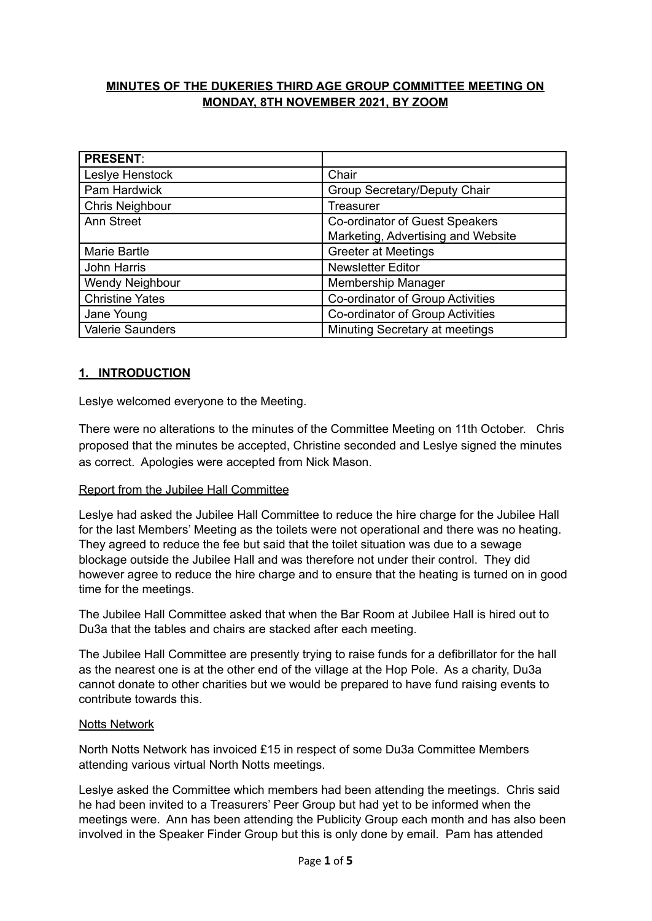**MINUTES OF THE DUKERIES THIRD AGE GROUP COMMITTEE MEETING ON MONDAY, 8TH NOVEMBER 2021, BY ZOOM**

| **PRESENT**: | |
|---|---|
| Leslye Henstock | Chair |
| Pam Hardwick | Group Secretary/Deputy Chair |
| Chris Neighbour | Treasurer |
| Ann Street | Co-ordinator of Guest Speakers<br>Marketing, Advertising and Website |
| Marie Bartle | Greeter at Meetings |
| John Harris | Newsletter Editor |
| Wendy Neighbour | Membership Manager |
| Christine Yates | Co-ordinator of Group Activities |
| Jane Young | Co-ordinator of Group Activities |
| Valerie Saunders | Minuting Secretary at meetings |

## 1. INTRODUCTION

Leslye welcomed everyone to the Meeting.

There were no alterations to the minutes of the Committee Meeting on 11th October. Chris proposed that the minutes be accepted, Christine seconded and Leslye signed the minutes as correct. Apologies were accepted from Nick Mason.

Report from the Jubilee Hall Committee

Leslye had asked the Jubilee Hall Committee to reduce the hire charge for the Jubilee Hall for the last Members' Meeting as the toilets were not operational and there was no heating. They agreed to reduce the fee but said that the toilet situation was due to a sewage blockage outside the Jubilee Hall and was therefore not under their control. They did however agree to reduce the hire charge and to ensure that the heating is turned on in good time for the meetings.

The Jubilee Hall Committee asked that when the Bar Room at Jubilee Hall is hired out to Du3a that the tables and chairs are stacked after each meeting.

The Jubilee Hall Committee are presently trying to raise funds for a defibrillator for the hall as the nearest one is at the other end of the village at the Hop Pole. As a charity, Du3a cannot donate to other charities but we would be prepared to have fund raising events to contribute towards this.

Notts Network

North Notts Network has invoiced £15 in respect of some Du3a Committee Members attending various virtual North Notts meetings.

Leslye asked the Committee which members had been attending the meetings. Chris said he had been invited to a Treasurers' Peer Group but had yet to be informed when the meetings were. Ann has been attending the Publicity Group each month and has also been involved in the Speaker Finder Group but this is only done by email. Pam has attended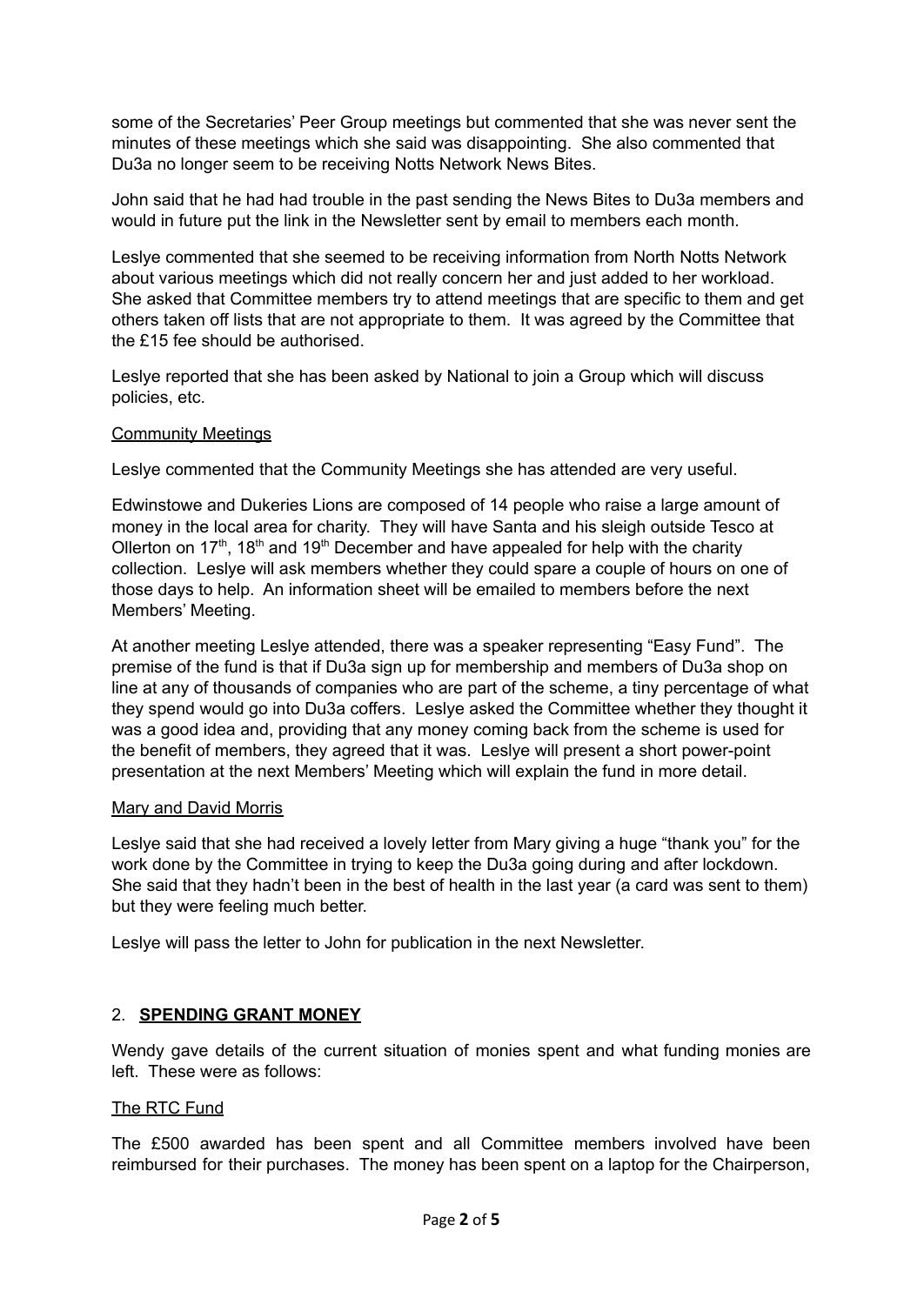some of the Secretaries' Peer Group meetings but commented that she was never sent the minutes of these meetings which she said was disappointing. She also commented that Du3a no longer seem to be receiving Notts Network News Bites.

John said that he had had trouble in the past sending the News Bites to Du3a members and would in future put the link in the Newsletter sent by email to members each month.

Leslye commented that she seemed to be receiving information from North Notts Network about various meetings which did not really concern her and just added to her workload. She asked that Committee members try to attend meetings that are specific to them and get others taken off lists that are not appropriate to them. It was agreed by the Committee that the £15 fee should be authorised.

Leslye reported that she has been asked by National to join a Group which will discuss policies, etc.

<u>Community Meetings</u>

Leslye commented that the Community Meetings she has attended are very useful.

Edwinstowe and Dukeries Lions are composed of 14 people who raise a large amount of money in the local area for charity. They will have Santa and his sleigh outside Tesco at Ollerton on 17th, 18th and 19th December and have appealed for help with the charity collection. Leslye will ask members whether they could spare a couple of hours on one of those days to help. An information sheet will be emailed to members before the next Members' Meeting.

At another meeting Leslye attended, there was a speaker representing "Easy Fund". The premise of the fund is that if Du3a sign up for membership and members of Du3a shop on line at any of thousands of companies who are part of the scheme, a tiny percentage of what they spend would go into Du3a coffers. Leslye asked the Committee whether they thought it was a good idea and, providing that any money coming back from the scheme is used for the benefit of members, they agreed that it was. Leslye will present a short power-point presentation at the next Members' Meeting which will explain the fund in more detail.

<u>Mary and David Morris</u>

Leslye said that she had received a lovely letter from Mary giving a huge "thank you" for the work done by the Committee in trying to keep the Du3a going during and after lockdown. She said that they hadn't been in the best of health in the last year (a card was sent to them) but they were feeling much better.

Leslye will pass the letter to John for publication in the next Newsletter.

## 2. SPENDING GRANT MONEY

Wendy gave details of the current situation of monies spent and what funding monies are left. These were as follows:

<u>The RTC Fund</u>

The £500 awarded has been spent and all Committee members involved have been reimbursed for their purchases. The money has been spent on a laptop for the Chairperson,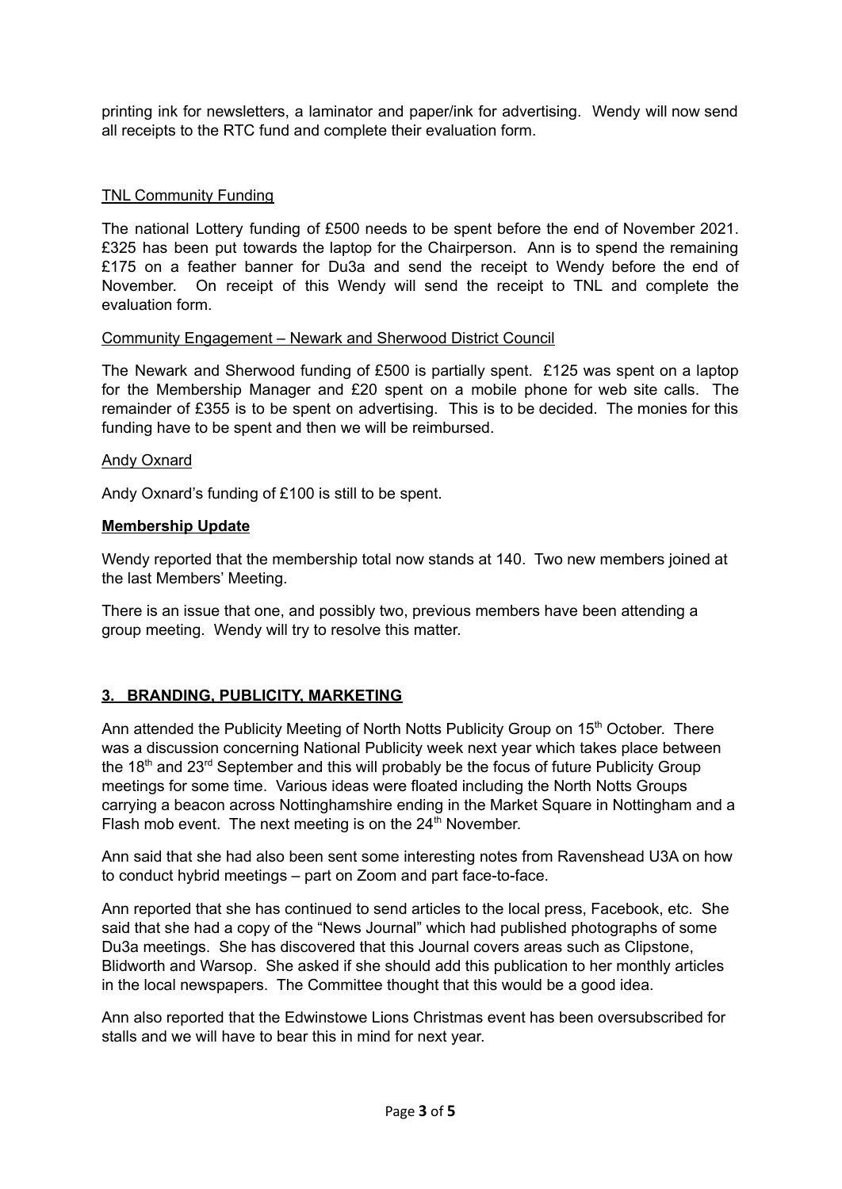printing ink for newsletters, a laminator and paper/ink for advertising. Wendy will now send all receipts to the RTC fund and complete their evaluation form.

<u>TNL Community Funding</u>

The national Lottery funding of £500 needs to be spent before the end of November 2021. £325 has been put towards the laptop for the Chairperson. Ann is to spend the remaining £175 on a feather banner for Du3a and send the receipt to Wendy before the end of November. On receipt of this Wendy will send the receipt to TNL and complete the evaluation form.

<u>Community Engagement – Newark and Sherwood District Council</u>

The Newark and Sherwood funding of £500 is partially spent. £125 was spent on a laptop for the Membership Manager and £20 spent on a mobile phone for web site calls. The remainder of £355 is to be spent on advertising. This is to be decided. The monies for this funding have to be spent and then we will be reimbursed.

<u>Andy Oxnard</u>

Andy Oxnard's funding of £100 is still to be spent.

**<u>Membership Update</u>**

Wendy reported that the membership total now stands at 140. Two new members joined at the last Members' Meeting.

There is an issue that one, and possibly two, previous members have been attending a group meeting. Wendy will try to resolve this matter.

## **<u>3. BRANDING, PUBLICITY, MARKETING</u>**

Ann attended the Publicity Meeting of North Notts Publicity Group on 15th October. There was a discussion concerning National Publicity week next year which takes place between the 18th and 23rd September and this will probably be the focus of future Publicity Group meetings for some time. Various ideas were floated including the North Notts Groups carrying a beacon across Nottinghamshire ending in the Market Square in Nottingham and a Flash mob event. The next meeting is on the 24th November.

Ann said that she had also been sent some interesting notes from Ravenshead U3A on how to conduct hybrid meetings – part on Zoom and part face-to-face.

Ann reported that she has continued to send articles to the local press, Facebook, etc. She said that she had a copy of the "News Journal" which had published photographs of some Du3a meetings. She has discovered that this Journal covers areas such as Clipstone, Blidworth and Warsop. She asked if she should add this publication to her monthly articles in the local newspapers. The Committee thought that this would be a good idea.

Ann also reported that the Edwinstowe Lions Christmas event has been oversubscribed for stalls and we will have to bear this in mind for next year.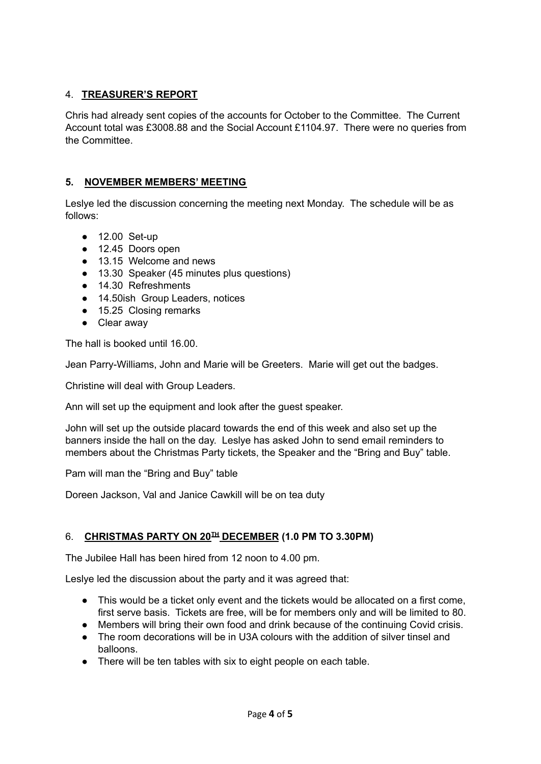## 4. TREASURER'S REPORT

Chris had already sent copies of the accounts for October to the Committee. The Current Account total was £3008.88 and the Social Account £1104.97. There were no queries from the Committee.

## 5. NOVEMBER MEMBERS' MEETING

Leslye led the discussion concerning the meeting next Monday. The schedule will be as follows:

- 12.00 Set-up
- 12.45 Doors open
- 13.15 Welcome and news
- 13.30 Speaker (45 minutes plus questions)
- 14.30 Refreshments
- 14.50ish Group Leaders, notices
- 15.25 Closing remarks
- Clear away

The hall is booked until 16.00.

Jean Parry-Williams, John and Marie will be Greeters. Marie will get out the badges.

Christine will deal with Group Leaders.

Ann will set up the equipment and look after the guest speaker.

John will set up the outside placard towards the end of this week and also set up the banners inside the hall on the day. Leslye has asked John to send email reminders to members about the Christmas Party tickets, the Speaker and the "Bring and Buy" table.

Pam will man the "Bring and Buy" table

Doreen Jackson, Val and Janice Cawkill will be on tea duty

## 6. CHRISTMAS PARTY ON 20TH DECEMBER (1.0 PM TO 3.30PM)

The Jubilee Hall has been hired from 12 noon to 4.00 pm.

Leslye led the discussion about the party and it was agreed that:

- This would be a ticket only event and the tickets would be allocated on a first come, first serve basis. Tickets are free, will be for members only and will be limited to 80.
- Members will bring their own food and drink because of the continuing Covid crisis.
- The room decorations will be in U3A colours with the addition of silver tinsel and balloons.
- There will be ten tables with six to eight people on each table.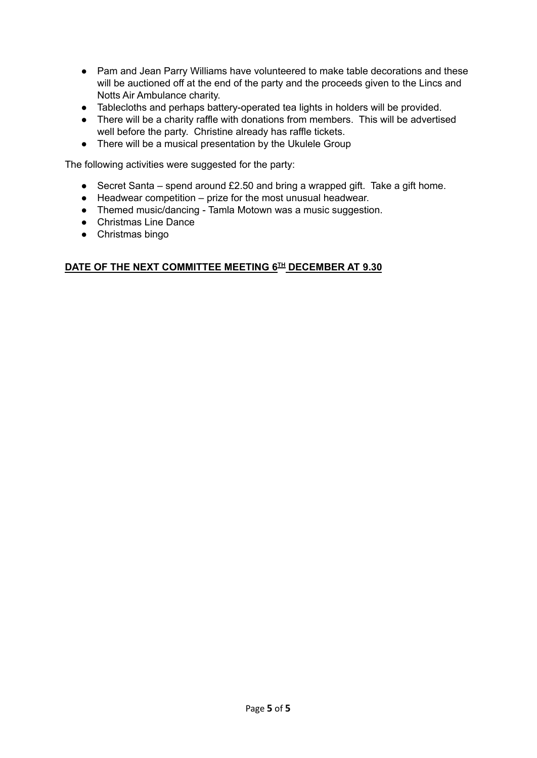- Pam and Jean Parry Williams have volunteered to make table decorations and these will be auctioned off at the end of the party and the proceeds given to the Lincs and Notts Air Ambulance charity.
- Tablecloths and perhaps battery-operated tea lights in holders will be provided.
- There will be a charity raffle with donations from members. This will be advertised well before the party. Christine already has raffle tickets.
- There will be a musical presentation by the Ukulele Group

The following activities were suggested for the party:

- Secret Santa – spend around £2.50 and bring a wrapped gift. Take a gift home.
- Headwear competition – prize for the most unusual headwear.
- Themed music/dancing - Tamla Motown was a music suggestion.
- Christmas Line Dance
- Christmas bingo

**DATE OF THE NEXT COMMITTEE MEETING 6TH DECEMBER AT 9.30**